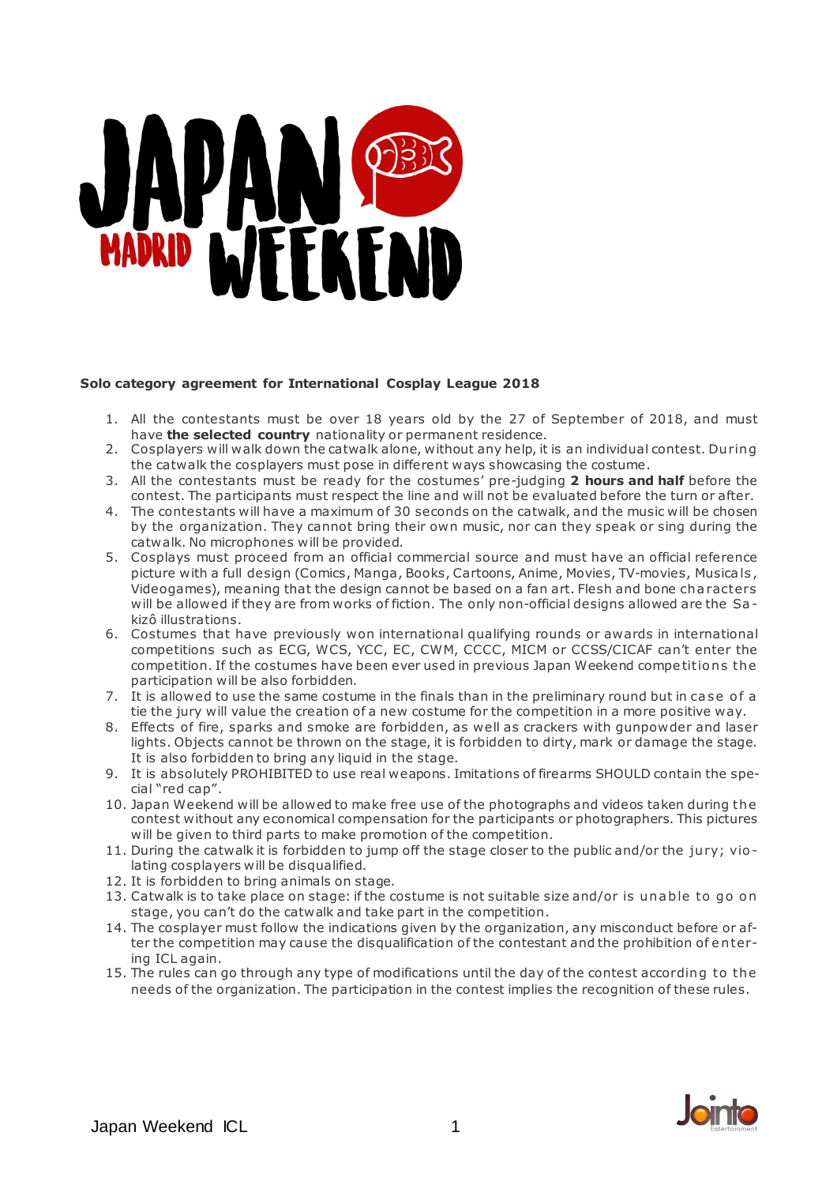**Solo category agreement for International Cosplay League 2018**

1. All the contestants must be over 18 years old by the 27 of September of 2018, and must have **the selected country** nationality or permanent residence.
2. Cosplayers will walk down the catwalk alone, without any help, it is an individual contest. During the catwalk the cosplayers must pose in different ways showcasing the costume.
3. All the contestants must be ready for the costumes' pre-judging **2 hours and half** before the contest. The participants must respect the line and will not be evaluated before the turn or after.
4. The contestants will have a maximum of 30 seconds on the catwalk, and the music will be chosen by the organization. They cannot bring their own music, nor can they speak or sing during the catwalk. No microphones will be provided.
5. Cosplays must proceed from an official commercial source and must have an official reference picture with a full design (Comics, Manga, Books, Cartoons, Anime, Movies, TV-movies, Musicals, Videogames), meaning that the design cannot be based on a fan art. Flesh and bone characters will be allowed if they are from works of fiction. The only non-official designs allowed are the Sakizô illustrations.
6. Costumes that have previously won international qualifying rounds or awards in international competitions such as ECG, WCS, YCC, EC, CWM, CCCC, MICM or CCSS/CICAF can't enter the competition. If the costumes have been ever used in previous Japan Weekend competitions the participation will be also forbidden.
7. It is allowed to use the same costume in the finals than in the preliminary round but in case of a tie the jury will value the creation of a new costume for the competition in a more positive way.
8. Effects of fire, sparks and smoke are forbidden, as well as crackers with gunpowder and laser lights. Objects cannot be thrown on the stage, it is forbidden to dirty, mark or damage the stage. It is also forbidden to bring any liquid in the stage.
9. It is absolutely PROHIBITED to use real weapons. Imitations of firearms SHOULD contain the special "red cap".
10. Japan Weekend will be allowed to make free use of the photographs and videos taken during the contest without any economical compensation for the participants or photographers. This pictures will be given to third parts to make promotion of the competition.
11. During the catwalk it is forbidden to jump off the stage closer to the public and/or the jury; violating cosplayers will be disqualified.
12. It is forbidden to bring animals on stage.
13. Catwalk is to take place on stage: if the costume is not suitable size and/or is unable to go on stage, you can't do the catwalk and take part in the competition.
14. The cosplayer must follow the indications given by the organization, any misconduct before or after the competition may cause the disqualification of the contestant and the prohibition of entering ICL again.
15. The rules can go through any type of modifications until the day of the contest according to the needs of the organization. The participation in the contest implies the recognition of these rules.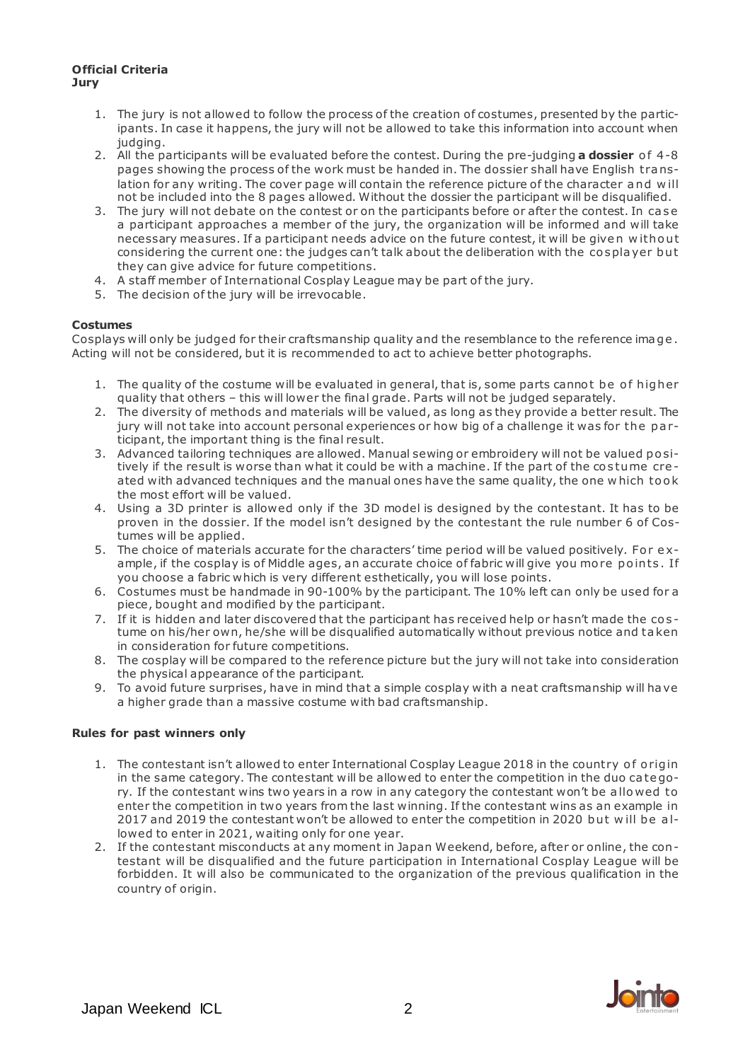**Official Criteria**
**Jury**

1. The jury is not allowed to follow the process of the creation of costumes, presented by the participants. In case it happens, the jury will not be allowed to take this information into account when judging.
2. All the participants will be evaluated before the contest. During the pre-judging **a dossier** of 4-8 pages showing the process of the work must be handed in. The dossier shall have English translation for any writing. The cover page will contain the reference picture of the character and will not be included into the 8 pages allowed. Without the dossier the participant will be disqualified.
3. The jury will not debate on the contest or on the participants before or after the contest. In case a participant approaches a member of the jury, the organization will be informed and will take necessary measures. If a participant needs advice on the future contest, it will be given without considering the current one: the judges can't talk about the deliberation with the cosplayer but they can give advice for future competitions.
4. A staff member of International Cosplay League may be part of the jury.
5. The decision of the jury will be irrevocable.

**Costumes**

Cosplays will only be judged for their craftsmanship quality and the resemblance to the reference image. Acting will not be considered, but it is recommended to act to achieve better photographs.

1. The quality of the costume will be evaluated in general, that is, some parts cannot be of higher quality that others – this will lower the final grade. Parts will not be judged separately.
2. The diversity of methods and materials will be valued, as long as they provide a better result. The jury will not take into account personal experiences or how big of a challenge it was for the participant, the important thing is the final result.
3. Advanced tailoring techniques are allowed. Manual sewing or embroidery will not be valued positively if the result is worse than what it could be with a machine. If the part of the costume created with advanced techniques and the manual ones have the same quality, the one which took the most effort will be valued.
4. Using a 3D printer is allowed only if the 3D model is designed by the contestant. It has to be proven in the dossier. If the model isn't designed by the contestant the rule number 6 of Costumes will be applied.
5. The choice of materials accurate for the characters' time period will be valued positively. For example, if the cosplay is of Middle ages, an accurate choice of fabric will give you more points. If you choose a fabric which is very different esthetically, you will lose points.
6. Costumes must be handmade in 90-100% by the participant. The 10% left can only be used for a piece, bought and modified by the participant.
7. If it is hidden and later discovered that the participant has received help or hasn't made the costume on his/her own, he/she will be disqualified automatically without previous notice and taken in consideration for future competitions.
8. The cosplay will be compared to the reference picture but the jury will not take into consideration the physical appearance of the participant.
9. To avoid future surprises, have in mind that a simple cosplay with a neat craftsmanship will have a higher grade than a massive costume with bad craftsmanship.

**Rules for past winners only**

1. The contestant isn't allowed to enter International Cosplay League 2018 in the country of origin in the same category. The contestant will be allowed to enter the competition in the duo category. If the contestant wins two years in a row in any category the contestant won't be allowed to enter the competition in two years from the last winning. If the contestant wins as an example in 2017 and 2019 the contestant won't be allowed to enter the competition in 2020 but will be allowed to enter in 2021, waiting only for one year.
2. If the contestant misconducts at any moment in Japan Weekend, before, after or online, the contestant will be disqualified and the future participation in International Cosplay League will be forbidden. It will also be communicated to the organization of the previous qualification in the country of origin.